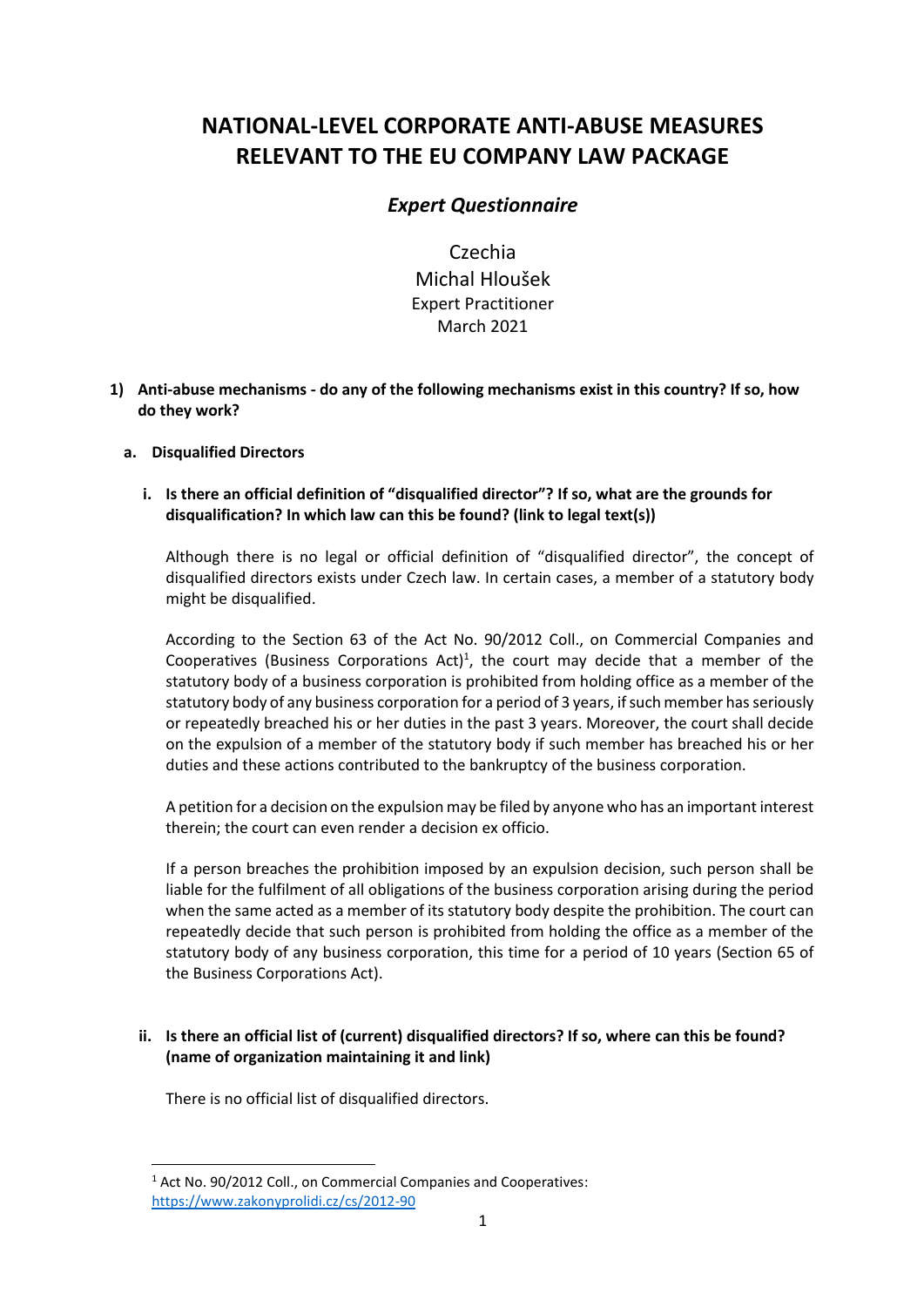# NATIONAL-LEVEL CORPORATE ANTI-ABUSE MEASURES RELEVANT TO THE EU COMPANY LAW PACKAGE

## *Expert Questionnaire*

Czechia
Michal Hloušek
Expert Practitioner
March 2021

**1) Anti-abuse mechanisms - do any of the following mechanisms exist in this country? If so, how do they work?**

**a. Disqualified Directors**

**i. Is there an official definition of "disqualified director"? If so, what are the grounds for disqualification? In which law can this be found? (link to legal text(s))**

Although there is no legal or official definition of "disqualified director", the concept of disqualified directors exists under Czech law. In certain cases, a member of a statutory body might be disqualified.

According to the Section 63 of the Act No. 90/2012 Coll., on Commercial Companies and Cooperatives (Business Corporations Act)[1], the court may decide that a member of the statutory body of a business corporation is prohibited from holding office as a member of the statutory body of any business corporation for a period of 3 years, if such member has seriously or repeatedly breached his or her duties in the past 3 years. Moreover, the court shall decide on the expulsion of a member of the statutory body if such member has breached his or her duties and these actions contributed to the bankruptcy of the business corporation.

A petition for a decision on the expulsion may be filed by anyone who has an important interest therein; the court can even render a decision ex officio.

If a person breaches the prohibition imposed by an expulsion decision, such person shall be liable for the fulfilment of all obligations of the business corporation arising during the period when the same acted as a member of its statutory body despite the prohibition. The court can repeatedly decide that such person is prohibited from holding the office as a member of the statutory body of any business corporation, this time for a period of 10 years (Section 65 of the Business Corporations Act).

**ii. Is there an official list of (current) disqualified directors? If so, where can this be found? (name of organization maintaining it and link)**

There is no official list of disqualified directors.

---

[1] Act No. 90/2012 Coll., on Commercial Companies and Cooperatives: https://www.zakonyprolidi.cz/cs/2012-90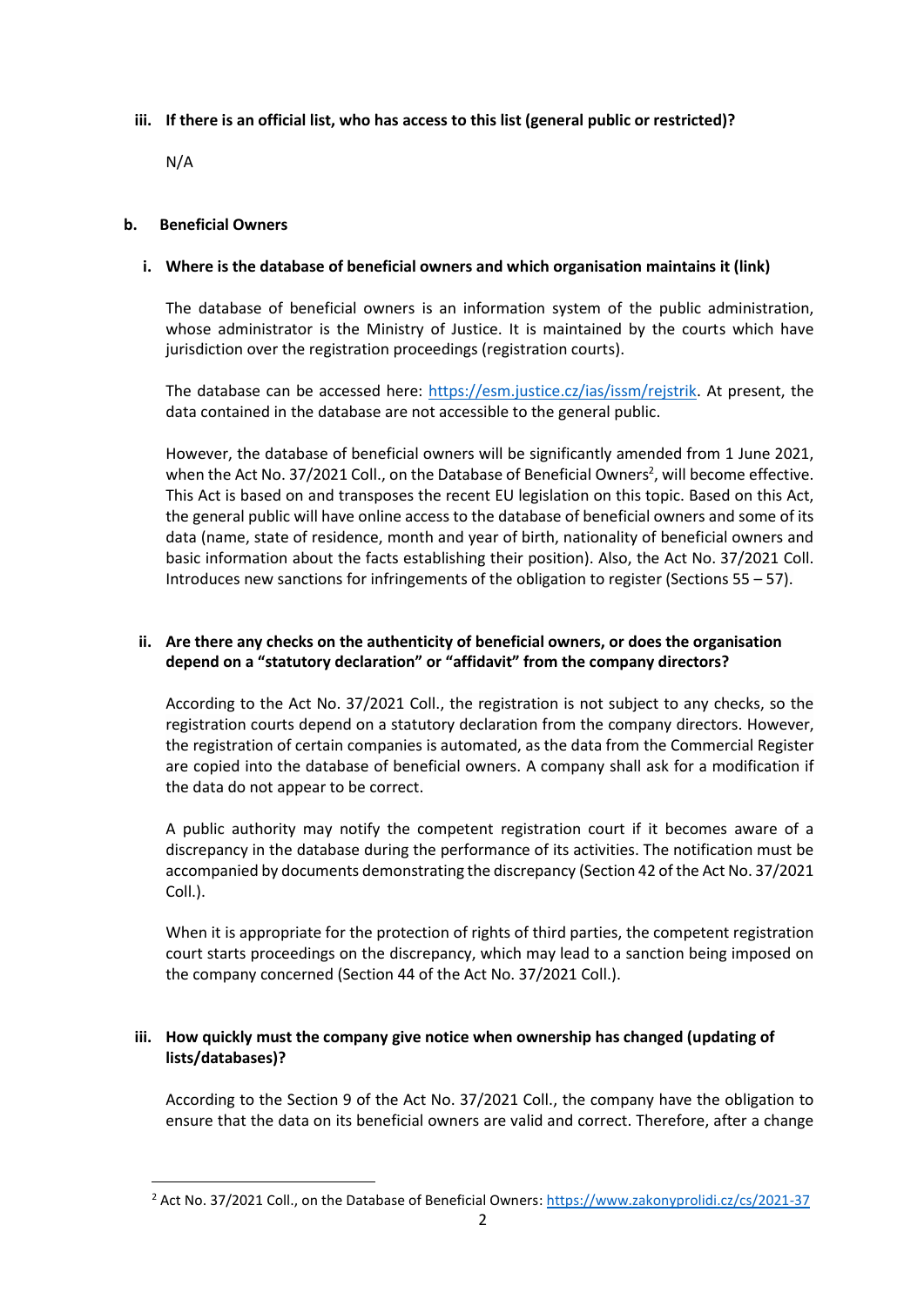**iii. If there is an official list, who has access to this list (general public or restricted)?**

N/A

### b. Beneficial Owners

**i. Where is the database of beneficial owners and which organisation maintains it (link)**

The database of beneficial owners is an information system of the public administration, whose administrator is the Ministry of Justice. It is maintained by the courts which have jurisdiction over the registration proceedings (registration courts).

The database can be accessed here: [https://esm.justice.cz/ias/issm/rejstrik](https://esm.justice.cz/ias/issm/rejstrik). At present, the data contained in the database are not accessible to the general public.

However, the database of beneficial owners will be significantly amended from 1 June 2021, when the Act No. 37/2021 Coll., on the Database of Beneficial Owners[2], will become effective. This Act is based on and transposes the recent EU legislation on this topic. Based on this Act, the general public will have online access to the database of beneficial owners and some of its data (name, state of residence, month and year of birth, nationality of beneficial owners and basic information about the facts establishing their position). Also, the Act No. 37/2021 Coll. Introduces new sanctions for infringements of the obligation to register (Sections 55 – 57).

**ii. Are there any checks on the authenticity of beneficial owners, or does the organisation depend on a "statutory declaration" or "affidavit" from the company directors?**

According to the Act No. 37/2021 Coll., the registration is not subject to any checks, so the registration courts depend on a statutory declaration from the company directors. However, the registration of certain companies is automated, as the data from the Commercial Register are copied into the database of beneficial owners. A company shall ask for a modification if the data do not appear to be correct.

A public authority may notify the competent registration court if it becomes aware of a discrepancy in the database during the performance of its activities. The notification must be accompanied by documents demonstrating the discrepancy (Section 42 of the Act No. 37/2021 Coll.).

When it is appropriate for the protection of rights of third parties, the competent registration court starts proceedings on the discrepancy, which may lead to a sanction being imposed on the company concerned (Section 44 of the Act No. 37/2021 Coll.).

**iii. How quickly must the company give notice when ownership has changed (updating of lists/databases)?**

According to the Section 9 of the Act No. 37/2021 Coll., the company have the obligation to ensure that the data on its beneficial owners are valid and correct. Therefore, after a change

---

[2] Act No. 37/2021 Coll., on the Database of Beneficial Owners: [https://www.zakonyprolidi.cz/cs/2021-37](https://www.zakonyprolidi.cz/cs/2021-37)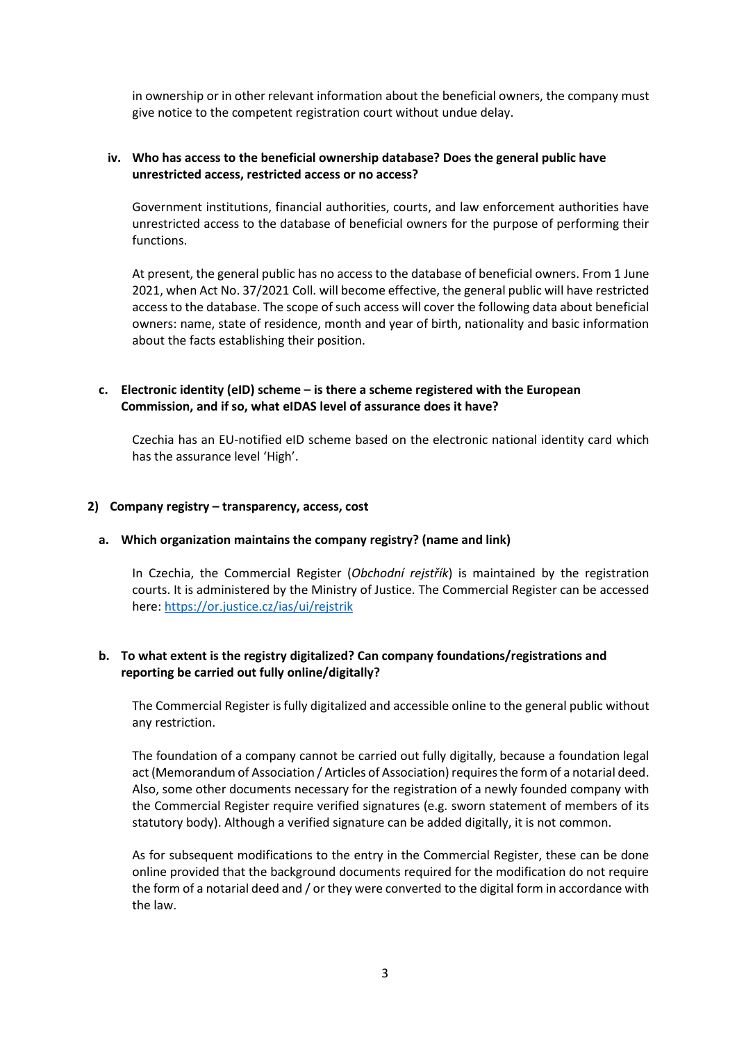in ownership or in other relevant information about the beneficial owners, the company must give notice to the competent registration court without undue delay.

**iv. Who has access to the beneficial ownership database? Does the general public have unrestricted access, restricted access or no access?**

Government institutions, financial authorities, courts, and law enforcement authorities have unrestricted access to the database of beneficial owners for the purpose of performing their functions.

At present, the general public has no access to the database of beneficial owners. From 1 June 2021, when Act No. 37/2021 Coll. will become effective, the general public will have restricted access to the database. The scope of such access will cover the following data about beneficial owners: name, state of residence, month and year of birth, nationality and basic information about the facts establishing their position.

**c. Electronic identity (eID) scheme – is there a scheme registered with the European Commission, and if so, what eIDAS level of assurance does it have?**

Czechia has an EU-notified eID scheme based on the electronic national identity card which has the assurance level 'High'.

## 2) Company registry – transparency, access, cost

**a. Which organization maintains the company registry? (name and link)**

In Czechia, the Commercial Register (*Obchodní rejstřík*) is maintained by the registration courts. It is administered by the Ministry of Justice. The Commercial Register can be accessed here: https://or.justice.cz/ias/ui/rejstrik

**b. To what extent is the registry digitalized? Can company foundations/registrations and reporting be carried out fully online/digitally?**

The Commercial Register is fully digitalized and accessible online to the general public without any restriction.

The foundation of a company cannot be carried out fully digitally, because a foundation legal act (Memorandum of Association / Articles of Association) requires the form of a notarial deed. Also, some other documents necessary for the registration of a newly founded company with the Commercial Register require verified signatures (e.g. sworn statement of members of its statutory body). Although a verified signature can be added digitally, it is not common.

As for subsequent modifications to the entry in the Commercial Register, these can be done online provided that the background documents required for the modification do not require the form of a notarial deed and / or they were converted to the digital form in accordance with the law.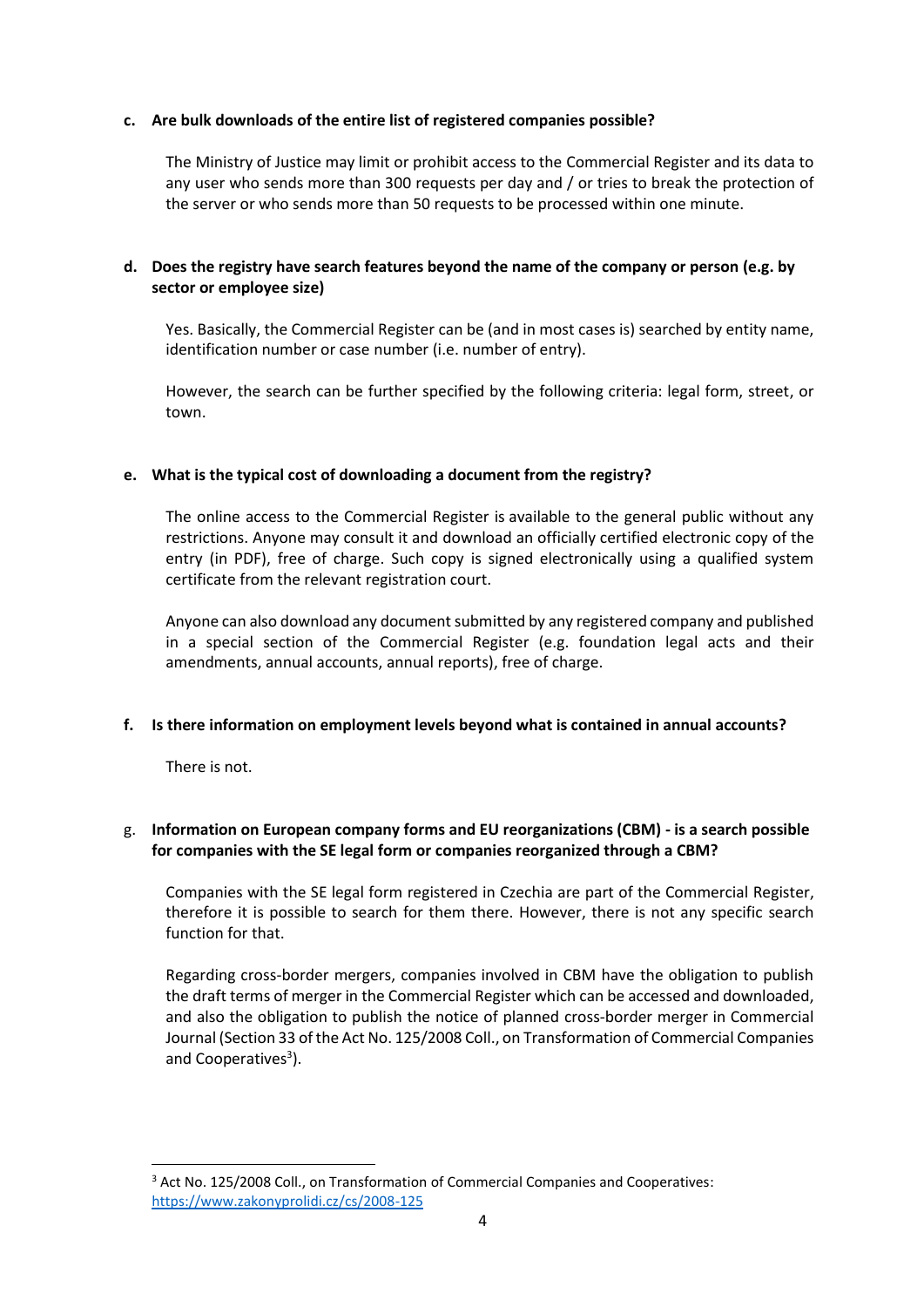**c. Are bulk downloads of the entire list of registered companies possible?**

The Ministry of Justice may limit or prohibit access to the Commercial Register and its data to any user who sends more than 300 requests per day and / or tries to break the protection of the server or who sends more than 50 requests to be processed within one minute.

**d. Does the registry have search features beyond the name of the company or person (e.g. by sector or employee size)**

Yes. Basically, the Commercial Register can be (and in most cases is) searched by entity name, identification number or case number (i.e. number of entry).

However, the search can be further specified by the following criteria: legal form, street, or town.

**e. What is the typical cost of downloading a document from the registry?**

The online access to the Commercial Register is available to the general public without any restrictions. Anyone may consult it and download an officially certified electronic copy of the entry (in PDF), free of charge. Such copy is signed electronically using a qualified system certificate from the relevant registration court.

Anyone can also download any document submitted by any registered company and published in a special section of the Commercial Register (e.g. foundation legal acts and their amendments, annual accounts, annual reports), free of charge.

**f. Is there information on employment levels beyond what is contained in annual accounts?**

There is not.

g. **Information on European company forms and EU reorganizations (CBM) - is a search possible for companies with the SE legal form or companies reorganized through a CBM?**

Companies with the SE legal form registered in Czechia are part of the Commercial Register, therefore it is possible to search for them there. However, there is not any specific search function for that.

Regarding cross-border mergers, companies involved in CBM have the obligation to publish the draft terms of merger in the Commercial Register which can be accessed and downloaded, and also the obligation to publish the notice of planned cross-border merger in Commercial Journal (Section 33 of the Act No. 125/2008 Coll., on Transformation of Commercial Companies and Cooperatives[3]).

---

[3] Act No. 125/2008 Coll., on Transformation of Commercial Companies and Cooperatives: https://www.zakonyprolidi.cz/cs/2008-125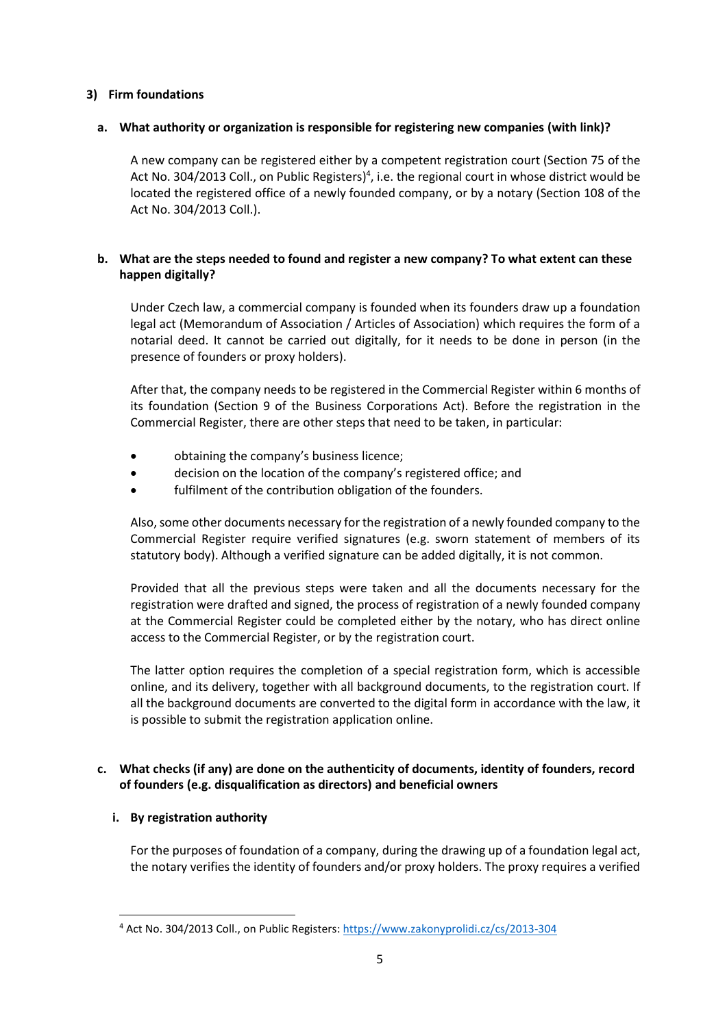## 3) Firm foundations

### a. What authority or organization is responsible for registering new companies (with link)?

A new company can be registered either by a competent registration court (Section 75 of the Act No. 304/2013 Coll., on Public Registers)[4], i.e. the regional court in whose district would be located the registered office of a newly founded company, or by a notary (Section 108 of the Act No. 304/2013 Coll.).

### b. What are the steps needed to found and register a new company? To what extent can these happen digitally?

Under Czech law, a commercial company is founded when its founders draw up a foundation legal act (Memorandum of Association / Articles of Association) which requires the form of a notarial deed. It cannot be carried out digitally, for it needs to be done in person (in the presence of founders or proxy holders).

After that, the company needs to be registered in the Commercial Register within 6 months of its foundation (Section 9 of the Business Corporations Act). Before the registration in the Commercial Register, there are other steps that need to be taken, in particular:

- obtaining the company's business licence;
- decision on the location of the company's registered office; and
- fulfilment of the contribution obligation of the founders.

Also, some other documents necessary for the registration of a newly founded company to the Commercial Register require verified signatures (e.g. sworn statement of members of its statutory body). Although a verified signature can be added digitally, it is not common.

Provided that all the previous steps were taken and all the documents necessary for the registration were drafted and signed, the process of registration of a newly founded company at the Commercial Register could be completed either by the notary, who has direct online access to the Commercial Register, or by the registration court.

The latter option requires the completion of a special registration form, which is accessible online, and its delivery, together with all background documents, to the registration court. If all the background documents are converted to the digital form in accordance with the law, it is possible to submit the registration application online.

### c. What checks (if any) are done on the authenticity of documents, identity of founders, record of founders (e.g. disqualification as directors) and beneficial owners

#### i. By registration authority

For the purposes of foundation of a company, during the drawing up of a foundation legal act, the notary verifies the identity of founders and/or proxy holders. The proxy requires a verified

[4] Act No. 304/2013 Coll., on Public Registers: https://www.zakonyprolidi.cz/cs/2013-304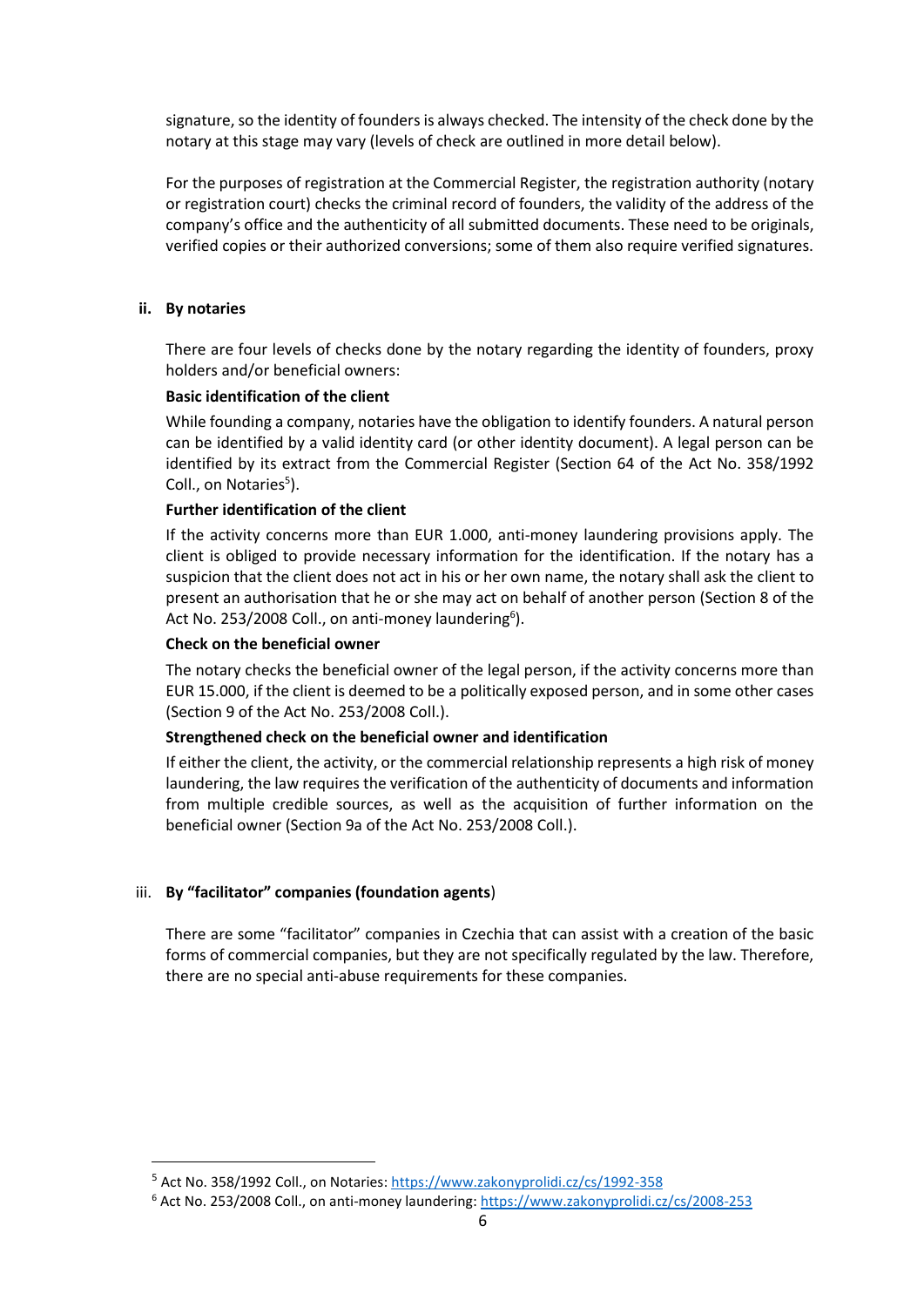signature, so the identity of founders is always checked. The intensity of the check done by the notary at this stage may vary (levels of check are outlined in more detail below).

For the purposes of registration at the Commercial Register, the registration authority (notary or registration court) checks the criminal record of founders, the validity of the address of the company's office and the authenticity of all submitted documents. These need to be originals, verified copies or their authorized conversions; some of them also require verified signatures.

### ii. By notaries

There are four levels of checks done by the notary regarding the identity of founders, proxy holders and/or beneficial owners:

**Basic identification of the client**

While founding a company, notaries have the obligation to identify founders. A natural person can be identified by a valid identity card (or other identity document). A legal person can be identified by its extract from the Commercial Register (Section 64 of the Act No. 358/1992 Coll., on Notaries[5]).

**Further identification of the client**

If the activity concerns more than EUR 1.000, anti-money laundering provisions apply. The client is obliged to provide necessary information for the identification. If the notary has a suspicion that the client does not act in his or her own name, the notary shall ask the client to present an authorisation that he or she may act on behalf of another person (Section 8 of the Act No. 253/2008 Coll., on anti-money laundering[6]).

**Check on the beneficial owner**

The notary checks the beneficial owner of the legal person, if the activity concerns more than EUR 15.000, if the client is deemed to be a politically exposed person, and in some other cases (Section 9 of the Act No. 253/2008 Coll.).

**Strengthened check on the beneficial owner and identification**

If either the client, the activity, or the commercial relationship represents a high risk of money laundering, the law requires the verification of the authenticity of documents and information from multiple credible sources, as well as the acquisition of further information on the beneficial owner (Section 9a of the Act No. 253/2008 Coll.).

### iii. By "facilitator" companies (foundation agents)

There are some "facilitator" companies in Czechia that can assist with a creation of the basic forms of commercial companies, but they are not specifically regulated by the law. Therefore, there are no special anti-abuse requirements for these companies.

---

[5] Act No. 358/1992 Coll., on Notaries: https://www.zakonyprolidi.cz/cs/1992-358

[6] Act No. 253/2008 Coll., on anti-money laundering: https://www.zakonyprolidi.cz/cs/2008-253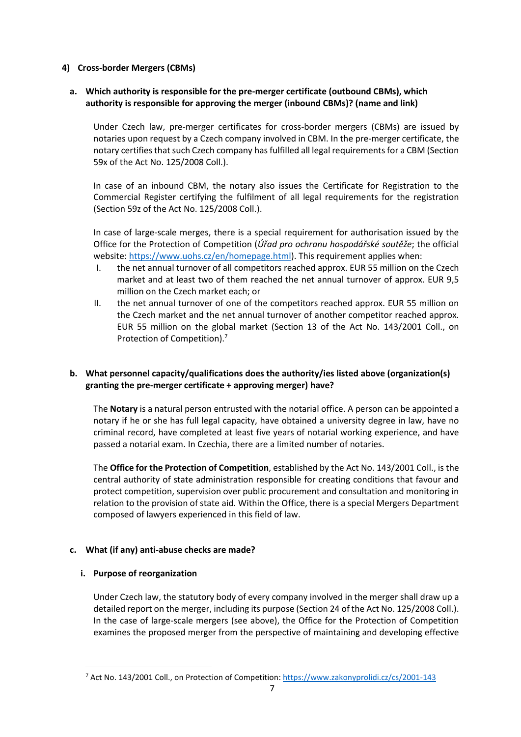## 4) Cross-border Mergers (CBMs)

### a. Which authority is responsible for the pre-merger certificate (outbound CBMs), which authority is responsible for approving the merger (inbound CBMs)? (name and link)

Under Czech law, pre-merger certificates for cross-border mergers (CBMs) are issued by notaries upon request by a Czech company involved in CBM. In the pre-merger certificate, the notary certifies that such Czech company has fulfilled all legal requirements for a CBM (Section 59x of the Act No. 125/2008 Coll.).

In case of an inbound CBM, the notary also issues the Certificate for Registration to the Commercial Register certifying the fulfilment of all legal requirements for the registration (Section 59z of the Act No. 125/2008 Coll.).

In case of large-scale merges, there is a special requirement for authorisation issued by the Office for the Protection of Competition (*Úřad pro ochranu hospodářské soutěže*; the official website: https://www.uohs.cz/en/homepage.html). This requirement applies when:

I. the net annual turnover of all competitors reached approx. EUR 55 million on the Czech market and at least two of them reached the net annual turnover of approx. EUR 9,5 million on the Czech market each; or
II. the net annual turnover of one of the competitors reached approx. EUR 55 million on the Czech market and the net annual turnover of another competitor reached approx. EUR 55 million on the global market (Section 13 of the Act No. 143/2001 Coll., on Protection of Competition).[7]

### b. What personnel capacity/qualifications does the authority/ies listed above (organization(s) granting the pre-merger certificate + approving merger) have?

The **Notary** is a natural person entrusted with the notarial office. A person can be appointed a notary if he or she has full legal capacity, have obtained a university degree in law, have no criminal record, have completed at least five years of notarial working experience, and have passed a notarial exam. In Czechia, there are a limited number of notaries.

The **Office for the Protection of Competition**, established by the Act No. 143/2001 Coll., is the central authority of state administration responsible for creating conditions that favour and protect competition, supervision over public procurement and consultation and monitoring in relation to the provision of state aid. Within the Office, there is a special Mergers Department composed of lawyers experienced in this field of law.

### c. What (if any) anti-abuse checks are made?

#### i. Purpose of reorganization

Under Czech law, the statutory body of every company involved in the merger shall draw up a detailed report on the merger, including its purpose (Section 24 of the Act No. 125/2008 Coll.). In the case of large-scale mergers (see above), the Office for the Protection of Competition examines the proposed merger from the perspective of maintaining and developing effective

---

[7] Act No. 143/2001 Coll., on Protection of Competition: https://www.zakonyprolidi.cz/cs/2001-143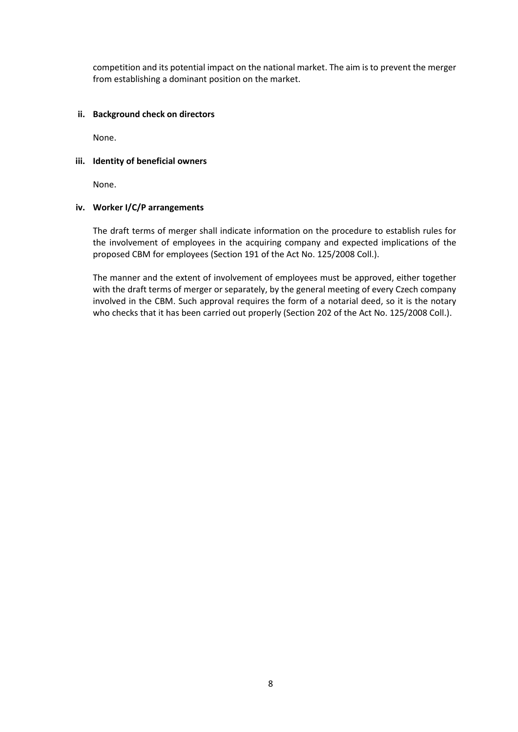competition and its potential impact on the national market. The aim is to prevent the merger from establishing a dominant position on the market.

**ii. Background check on directors**

None.

**iii. Identity of beneficial owners**

None.

**iv. Worker I/C/P arrangements**

The draft terms of merger shall indicate information on the procedure to establish rules for the involvement of employees in the acquiring company and expected implications of the proposed CBM for employees (Section 191 of the Act No. 125/2008 Coll.).

The manner and the extent of involvement of employees must be approved, either together with the draft terms of merger or separately, by the general meeting of every Czech company involved in the CBM. Such approval requires the form of a notarial deed, so it is the notary who checks that it has been carried out properly (Section 202 of the Act No. 125/2008 Coll.).